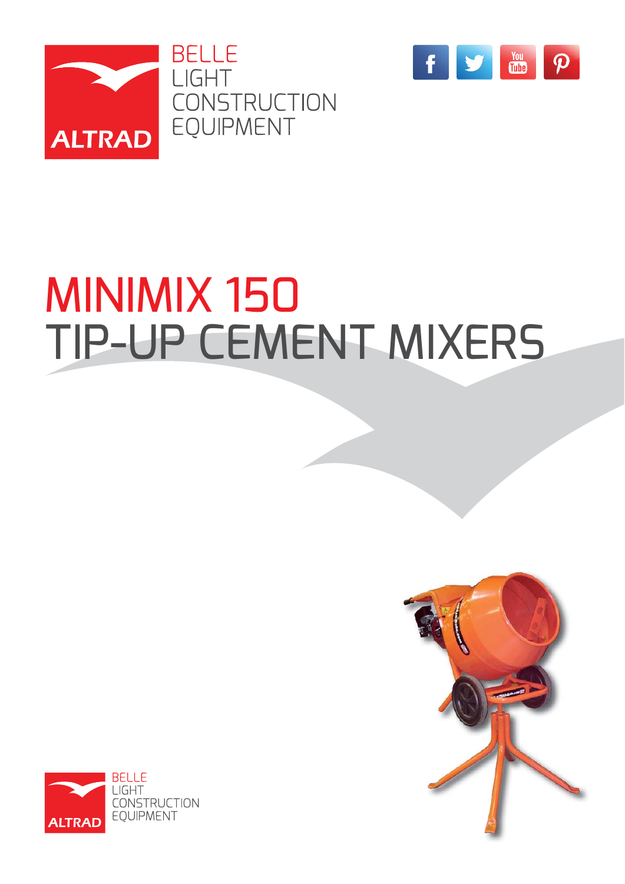BELLE
LIGHT
CONSTRUCTION
EQUIPMENT

ALTRAD

# MINIMIX 150
# TIP-UP CEMENT MIXERS

ALTRAD

BELLE
LIGHT
CONSTRUCTION
EQUIPMENT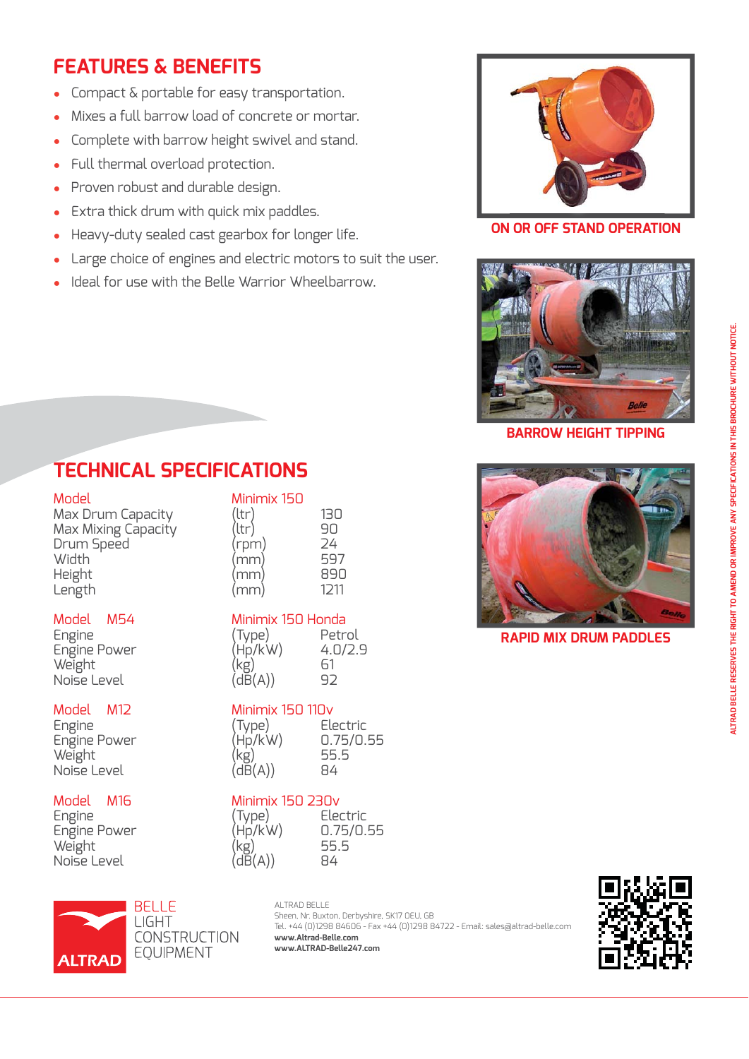## FEATURES & BENEFITS

- Compact & portable for easy transportation.
- Mixes a full barrow load of concrete or mortar.
- Complete with barrow height swivel and stand.
- Full thermal overload protection.
- Proven robust and durable design.
- Extra thick drum with quick mix paddles.
- Heavy-duty sealed cast gearbox for longer life.
- Large choice of engines and electric motors to suit the user.
- Ideal for use with the Belle Warrior Wheelbarrow.

ON OR OFF STAND OPERATION

BARROW HEIGHT TIPPING

RAPID MIX DRUM PADDLES

## TECHNICAL SPECIFICATIONS

| Model | | Minimix 150 |
|---|---|---|
| Max Drum Capacity | (ltr) | 130 |
| Max Mixing Capacity | (ltr) | 90 |
| Drum Speed | (rpm) | 24 |
| Width | (mm) | 597 |
| Height | (mm) | 890 |
| Length | (mm) | 1211 |

| Model M54 | | Minimix 150 Honda |
|---|---|---|
| Engine | (Type) | Petrol |
| Engine Power | (Hp/kW) | 4.0/2.9 |
| Weight | (kg) | 61 |
| Noise Level | (dB(A)) | 92 |

| Model M12 | | Minimix 150 110v |
|---|---|---|
| Engine | (Type) | Electric |
| Engine Power | (Hp/kW) | 0.75/0.55 |
| Weight | (kg) | 55.5 |
| Noise Level | (dB(A)) | 84 |

| Model M16 | | Minimix 150 230v |
|---|---|---|
| Engine | (Type) | Electric |
| Engine Power | (Hp/kW) | 0.75/0.55 |
| Weight | (kg) | 55.5 |
| Noise Level | (dB(A)) | 84 |

ALTRAD BELLE LIGHT CONSTRUCTION EQUIPMENT

ALTRAD BELLE
Sheen, Nr. Buxton, Derbyshire, SK17 0EU, GB
Tel. +44 (0)1298 84606 - Fax +44 (0)1298 84722 - Email: sales@altrad-belle.com
**www.Altrad-Belle.com**
**www.ALTRAD-Belle247.com**

ALTRAD BELLE RESERVES THE RIGHT TO AMEND OR IMPROVE ANY SPECIFICATIONS IN THIS BROCHURE WITHOUT NOTICE.